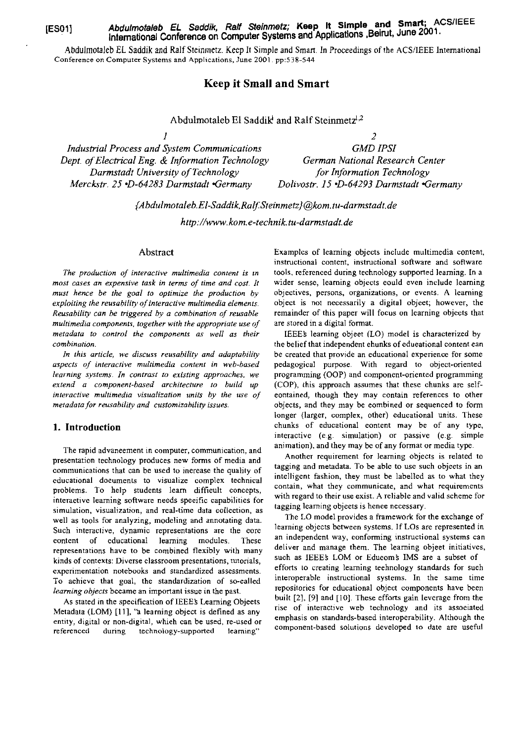[ES01] ***Abdulmotaleb EL Saddik, Ralf Steinmetz; Keep It Simple and Smart;** ACS/IEEE International Conference on Computer Systems and Applications ,Beirut, June 2001.*

Abdulmotaleb EL Saddik and Ralf Steinmetz. Keep It Simple and Smart. In Proceedings of the ACS/IEEE International Conference on Computer Systems and Applications, June 2001. pp:538-544

# Keep it Small and Smart

Abdulmotaleb El Saddik[1] and Ralf Steinmetz[1,2]

*1*
*Industrial Process and System Communications*
*Dept. of Electrical Eng. & Information Technology*
*Darmstadt University of Technology*
*Merckstr. 25 •D-64283 Darmstadt •Germany*

*2*
*GMD IPSI*
*German National Research Center for Information Technology*
*Dolivostr. 15 •D-64293 Darmstadt •Germany*

*{Abdulmotaleb.El-Saddik,Ralf.Steinmetz}@kom.tu-darmstadt.de*

*http://www.kom.e-technik.tu-darmstadt.de*

## Abstract

*The production of interactive multimedia content is in most cases an expensive task in terms of time and cost. It must hence be the goal to optimize the production by exploiting the reusability of interactive multimedia elements. Reusability can be triggered by a combination of reusable multimedia components, together with the appropriate use of metadata to control the components as well as their combination.*

*In this article, we discuss reusability and adaptability aspects of interactive multimedia content in web-based learning systems. In contrast to existing approaches, we extend a component-based architecture to build up interactive multimedia visualization units by the use of metadata for reusability and customizability issues.*

## 1. Introduction

The rapid advancement in computer, communication, and presentation technology produces new forms of media and communications that can be used to increase the quality of educational documents to visualize complex technical problems. To help students learn difficult concepts, interactive learning software needs specific capabilities for simulation, visualization, and real-time data collection, as well as tools for analyzing, modeling and annotating data. Such interactive, dynamic representations are the core content of educational learning modules. These representations have to be combined flexibly with many kinds of contexts: Diverse classroom presentations, tutorials, experimentation notebooks and standardized assessments. To achieve that goal, the standardization of so-called *learning objects* became an important issue in the past.

As stated in the specification of IEEE's Learning Objects Metadata (LOM) [11], "a learning object is defined as any entity, digital or non-digital, which can be used, re-used or referenced during technology-supported learning". Examples of learning objects include multimedia content, instructional content, instructional software and software tools, referenced during technology supported learning. In a wider sense, learning objects could even include learning objectives, persons, organizations, or events. A learning object is not necessarily a digital object; however, the remainder of this paper will focus on learning objects that are stored in a digital format.

IEEE's learning object (LO) model is characterized by the belief that independent chunks of educational content can be created that provide an educational experience for some pedagogical purpose. With regard to object-oriented programming (OOP) and component-oriented programming (COP), this approach assumes that these chunks are self-contained, though they may contain references to other objects, and they may be combined or sequenced to form longer (larger, complex, other) educational units. These chunks of educational content may be of any type, interactive (e.g. simulation) or passive (e.g. simple animation), and they may be of any format or media type.

Another requirement for learning objects is related to tagging and metadata. To be able to use such objects in an intelligent fashion, they must be labelled as to what they contain, what they communicate, and what requirements with regard to their use exist. A reliable and valid scheme for tagging learning objects is hence necessary.

The LO model provides a framework for the exchange of learning objects between systems. If LOs are represented in an independent way, conforming instructional systems can deliver and manage them. The learning object initiatives, such as IEEE's LOM or Educom's IMS are a subset of efforts to creating learning technology standards for such interoperable instructional systems. In the same time repositories for educational object components have been built [2], [9] and [10]. These efforts gain leverage from the rise of interactive web technology and its associated emphasis on standards-based interoperability. Although the component-based solutions developed to date are useful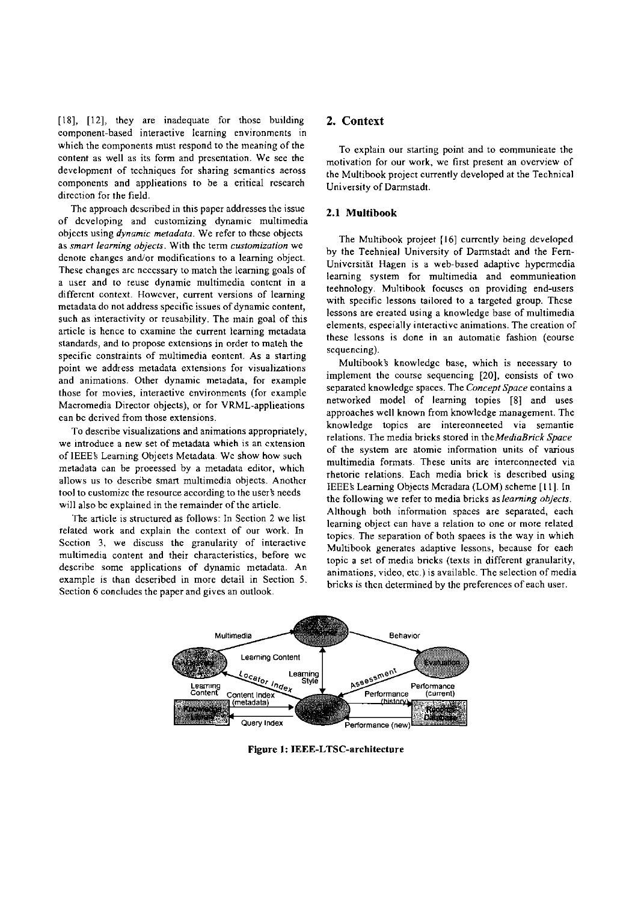[18], [12], they are inadequate for those building component-based interactive learning environments in which the components must respond to the meaning of the content as well as its form and presentation. We see the development of techniques for sharing semantics across components and applications to be a critical research direction for the field.

The approach described in this paper addresses the issue of developing and customizing dynamic multimedia objects using *dynamic metadata*. We refer to these objects as *smart learning objects*. With the term *customization* we denote changes and/or modifications to a learning object. These changes are necessary to match the learning goals of a user and to reuse dynamic multimedia content in a different context. However, current versions of learning metadata do not address specific issues of dynamic content, such as interactivity or reusability. The main goal of this article is hence to examine the current learning metadata standards, and to propose extensions in order to match the specific constraints of multimedia content. As a starting point we address metadata extensions for visualizations and animations. Other dynamic metadata, for example those for movies, interactive environments (for example Macromedia Director objects), or for VRML-applications can be derived from those extensions.

To describe visualizations and animations appropriately, we introduce a new set of metadata which is an extension of IEEE's Learning Objects Metadata. We show how such metadata can be processed by a metadata editor, which allows us to describe smart multimedia objects. Another tool to customize the resource according to the user's needs will also be explained in the remainder of the article.

The article is structured as follows: In Section 2 we list related work and explain the context of our work. In Section 3, we discuss the granularity of interactive multimedia content and their characteristics, before we describe some applications of dynamic metadata. An example is than described in more detail in Section 5. Section 6 concludes the paper and gives an outlook.

## 2. Context

To explain our starting point and to communicate the motivation for our work, we first present an overview of the Multibook project currently developed at the Technical University of Darmstadt.

### 2.1 Multibook

The Multibook project [16] currently being developed by the Technical University of Darmstadt and the Fern-Universität Hagen is a web-based adaptive hypermedia learning system for multimedia and communication technology. Multibook focuses on providing end-users with specific lessons tailored to a targeted group. These lessons are created using a knowledge base of multimedia elements, especially interactive animations. The creation of these lessons is done in an automatic fashion (course sequencing).

Multibook's knowledge base, which is necessary to implement the course sequencing [20], consists of two separated knowledge spaces. The *Concept Space* contains a networked model of learning topics [8] and uses approaches well known from knowledge management. The knowledge topics are interconnected via semantic relations. The media bricks stored in the *MediaBrick Space* of the system are atomic information units of various multimedia formats. These units are interconnected via rhetoric relations. Each media brick is described using IEEE's Learning Objects Metadata (LOM) scheme [11]. In the following we refer to media bricks as *learning objects*. Although both information spaces are separated, each learning object can have a relation to one or more related topics. The separation of both spaces is the way in which Multibook generates adaptive lessons, because for each topic a set of media bricks (texts in different granularity, animations, video, etc.) is available. The selection of media bricks is then determined by the preferences of each user.

**Figure 1: IEEE-LTSC-architecture**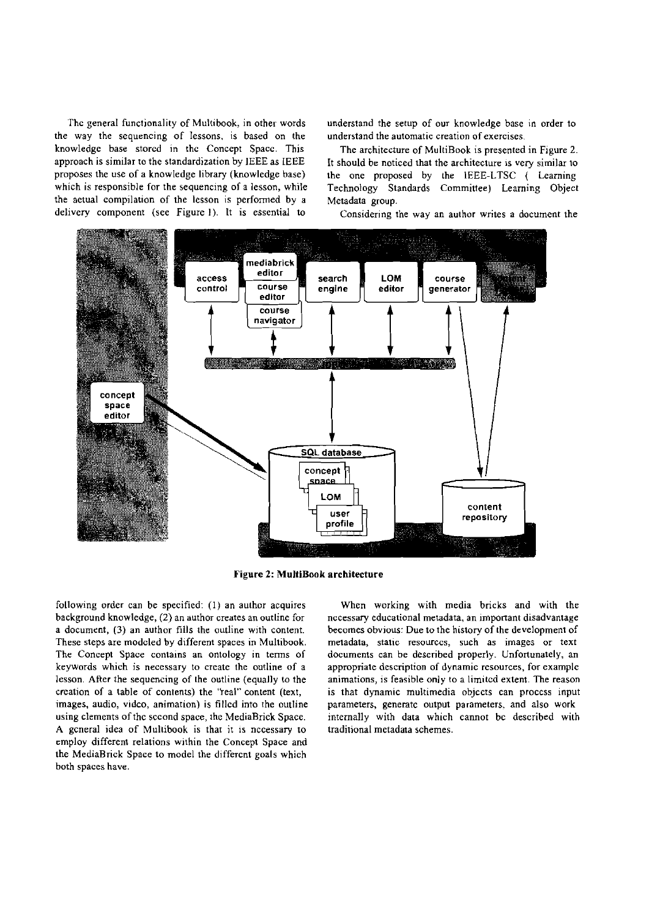The general functionality of Multibook, in other words the way the sequencing of lessons, is based on the knowledge base stored in the Concept Space. This approach is similar to the standardization by IEEE as IEEE proposes the use of a knowledge library (knowledge base) which is responsible for the sequencing of a lesson, while the actual compilation of the lesson is performed by a delivery component (see Figure 1). It is essential to understand the setup of our knowledge base in order to understand the automatic creation of exercises.

The architecture of MultiBook is presented in Figure 2. It should be noticed that the architecture is very similar to the one proposed by the IEEE-LTSC ( Learning Technology Standards Committee) Learning Object Metadata group.

Considering the way an author writes a document the following order can be specified: (1) an author acquires background knowledge, (2) an author creates an outline for a document, (3) an author fills the outline with content. These steps are modeled by different spaces in Multibook. The Concept Space contains an ontology in terms of keywords which is necessary to create the outline of a lesson. After the sequencing of the outline (equally to the creation of a table of contents) the "real" content (text, images, audio, video, animation) is filled into the outline using elements of the second space, the MediaBrick Space. A general idea of Multibook is that it is necessary to employ different relations within the Concept Space and the MediaBrick Space to model the different goals which both spaces have.

**Figure 2: MultiBook architecture**

When working with media bricks and with the necessary educational metadata, an important disadvantage becomes obvious: Due to the history of the development of metadata, static resources, such as images or text documents can be described properly. Unfortunately, an appropriate description of dynamic resources, for example animations, is feasible only to a limited extent. The reason is that dynamic multimedia objects can process input parameters, generate output parameters, and also work internally with data which cannot be described with traditional metadata schemes.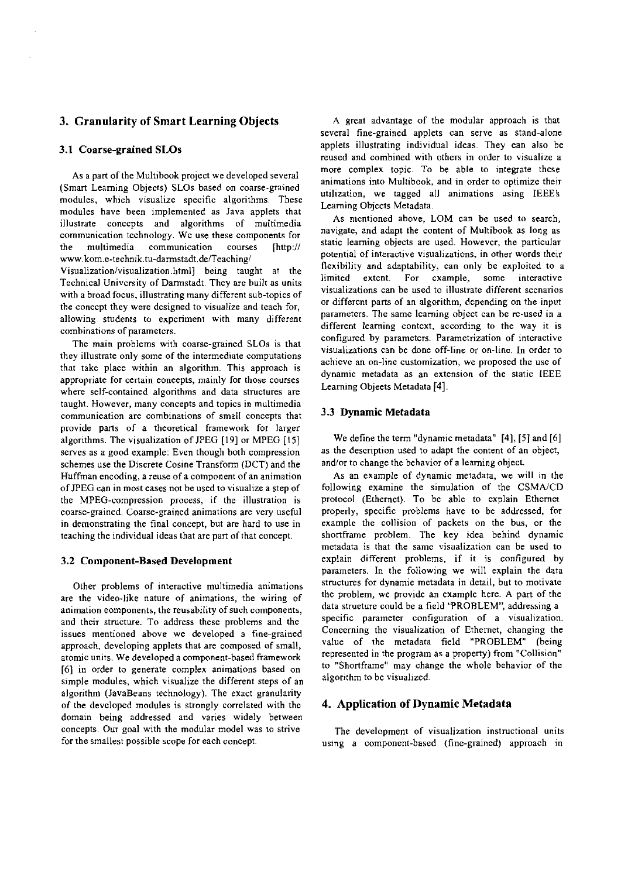## 3. Granularity of Smart Learning Objects

### 3.1 Coarse-grained SLOs

As a part of the Multibook project we developed several (Smart Learning Objects) SLOs based on coarse-grained modules, which visualize specific algorithms. These modules have been implemented as Java applets that illustrate concepts and algorithms of multimedia communication technology. We use these components for the multimedia communication courses [http:// www.kom.e-technik.tu-darmstadt.de/Teaching/ Visualization/visualization.html] being taught at the Technical University of Darmstadt. They are built as units with a broad focus, illustrating many different sub-topics of the concept they were designed to visualize and teach for, allowing students to experiment with many different combinations of parameters.

The main problems with coarse-grained SLOs is that they illustrate only some of the intermediate computations that take place within an algorithm. This approach is appropriate for certain concepts, mainly for those courses where self-contained algorithms and data structures are taught. However, many concepts and topics in multimedia communication are combinations of small concepts that provide parts of a theoretical framework for larger algorithms. The visualization of JPEG [19] or MPEG [15] serves as a good example: Even though both compression schemes use the Discrete Cosine Transform (DCT) and the Huffman encoding, a reuse of a component of an animation of JPEG can in most cases not be used to visualize a step of the MPEG-compression process, if the illustration is coarse-grained. Coarse-grained animations are very useful in demonstrating the final concept, but are hard to use in teaching the individual ideas that are part of that concept.

### 3.2 Component-Based Development

Other problems of interactive multimedia animations are the video-like nature of animations, the wiring of animation components, the reusability of such components, and their structure. To address these problems and the issues mentioned above we developed a fine-grained approach, developing applets that are composed of small, atomic units. We developed a component-based framework [6] in order to generate complex animations based on simple modules, which visualize the different steps of an algorithm (JavaBeans technology). The exact granularity of the developed modules is strongly correlated with the domain being addressed and varies widely between concepts. Our goal with the modular model was to strive for the smallest possible scope for each concept.

A great advantage of the modular approach is that several fine-grained applets can serve as stand-alone applets illustrating individual ideas. They can also be reused and combined with others in order to visualize a more complex topic. To be able to integrate these animations into Multibook, and in order to optimize their utilization, we tagged all animations using IEEE's Learning Objects Metadata.

As mentioned above, LOM can be used to search, navigate, and adapt the content of Multibook as long as static learning objects are used. However, the particular potential of interactive visualizations, in other words their flexibility and adaptability, can only be exploited to a limited extent. For example, some interactive visualizations can be used to illustrate different scenarios or different parts of an algorithm, depending on the input parameters. The same learning object can be re-used in a different learning context, according to the way it is configured by parameters. Parametrization of interactive visualizations can be done off-line or on-line. In order to achieve an on-line customization, we proposed the use of dynamic metadata as an extension of the static IEEE Learning Objects Metadata [4].

### 3.3 Dynamic Metadata

We define the term "dynamic metadata" [4], [5] and [6] as the description used to adapt the content of an object, and/or to change the behavior of a learning object.

As an example of dynamic metadata, we will in the following examine the simulation of the CSMA/CD protocol (Ethernet). To be able to explain Ethernet properly, specific problems have to be addressed, for example the collision of packets on the bus, or the shortframe problem. The key idea behind dynamic metadata is that the same visualization can be used to explain different problems, if it is configured by parameters. In the following we will explain the data structures for dynamic metadata in detail, but to motivate the problem, we provide an example here. A part of the data structure could be a field 'PROBLEM", addressing a specific parameter configuration of a visualization. Concerning the visualization of Ethernet, changing the value of the metadata field "PROBLEM" (being represented in the program as a property) from "Collision" to "Shortframe" may change the whole behavior of the algorithm to be visualized.

## 4. Application of Dynamic Metadata

The development of visualization instructional units using a component-based (fine-grained) approach in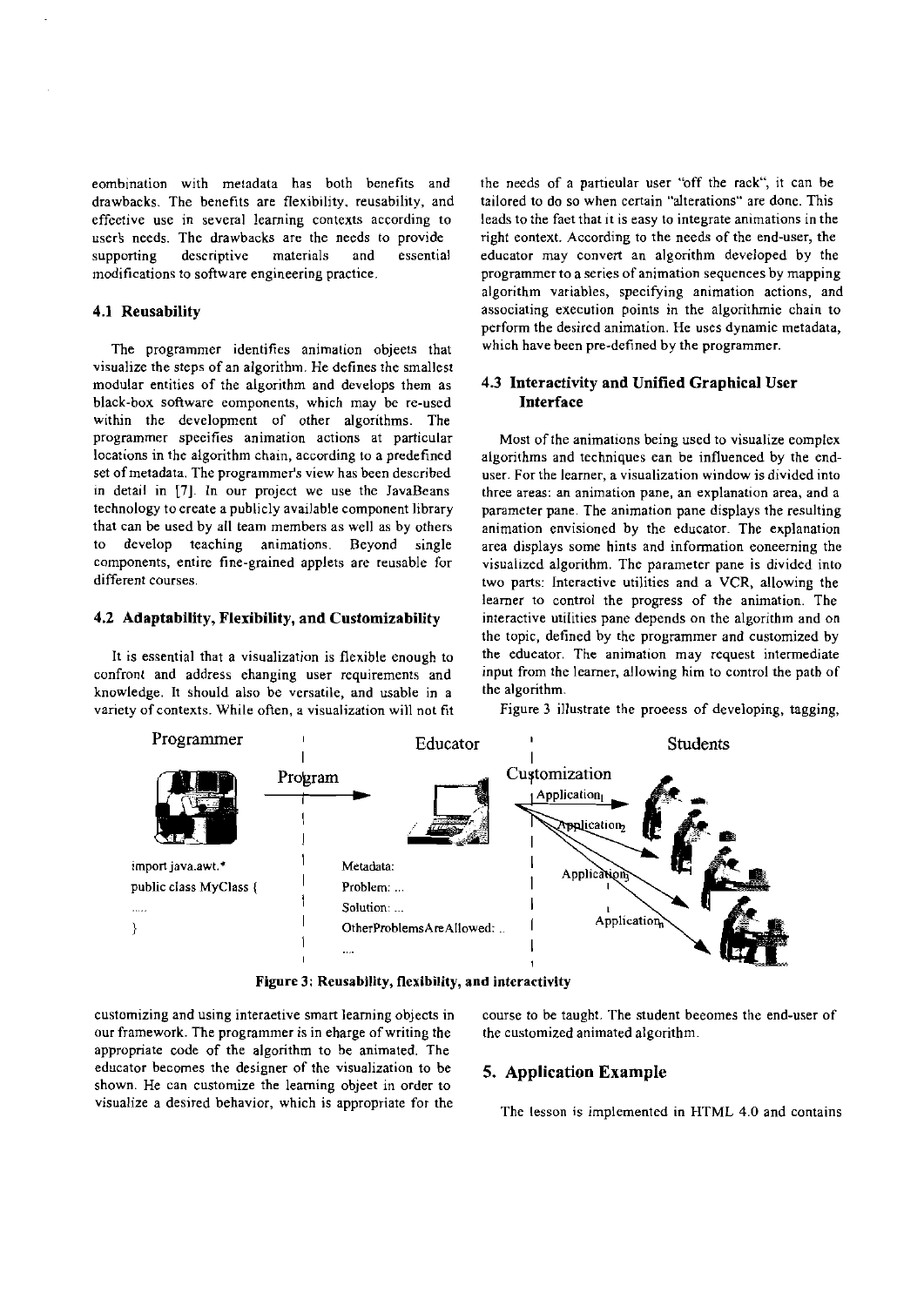combination with metadata has both benefits and drawbacks. The benefits are flexibility, reusability, and effective use in several learning contexts according to user's needs. The drawbacks are the needs to provide supporting descriptive materials and essential modifications to software engineering practice.

### 4.1 Reusability

The programmer identifies animation objects that visualize the steps of an algorithm. He defines the smallest modular entities of the algorithm and develops them as black-box software components, which may be re-used within the development of other algorithms. The programmer specifies animation actions at particular locations in the algorithm chain, according to a predefined set of metadata. The programmer's view has been described in detail in [7]. In our project we use the JavaBeans technology to create a publicly available component library that can be used by all team members as well as by others to develop teaching animations. Beyond single components, entire fine-grained applets are reusable for different courses.

### 4.2 Adaptability, Flexibility, and Customizability

It is essential that a visualization is flexible enough to confront and address changing user requirements and knowledge. It should also be versatile, and usable in a variety of contexts. While often, a visualization will not fit the needs of a particular user "off the rack", it can be tailored to do so when certain "alterations" are done. This leads to the fact that it is easy to integrate animations in the right context. According to the needs of the end-user, the educator may convert an algorithm developed by the programmer to a series of animation sequences by mapping algorithm variables, specifying animation actions, and associating execution points in the algorithmic chain to perform the desired animation. He uses dynamic metadata, which have been pre-defined by the programmer.

### 4.3 Interactivity and Unified Graphical User Interface

Most of the animations being used to visualize complex algorithms and techniques can be influenced by the end-user. For the learner, a visualization window is divided into three areas: an animation pane, an explanation area, and a parameter pane. The animation pane displays the resulting animation envisioned by the educator. The explanation area displays some hints and information concerning the visualized algorithm. The parameter pane is divided into two parts: Interactive utilities and a VCR, allowing the learner to control the progress of the animation. The interactive utilities pane depends on the algorithm and on the topic, defined by the programmer and customized by the educator. The animation may request intermediate input from the learner, allowing him to control the path of the algorithm.

Figure 3 illustrate the process of developing, tagging,

Programmer | Educator | Students

Program → Customization: $\text{Application}_1$, $\text{Application}_2$, $\text{Application}_3$, $\text{Application}_n$

```
import java.awt.*
public class MyClass {
.....
}
```

Metadata:
Problem: ...
Solution: ...
OtherProblemsAreAllowed: ..
....

**Figure 3: Reusability, flexibility, and interactivity**

customizing and using interactive smart learning objects in our framework. The programmer is in charge of writing the appropriate code of the algorithm to be animated. The educator becomes the designer of the visualization to be shown. He can customize the learning object in order to visualize a desired behavior, which is appropriate for the course to be taught. The student becomes the end-user of the customized animated algorithm.

## 5. Application Example

The lesson is implemented in HTML 4.0 and contains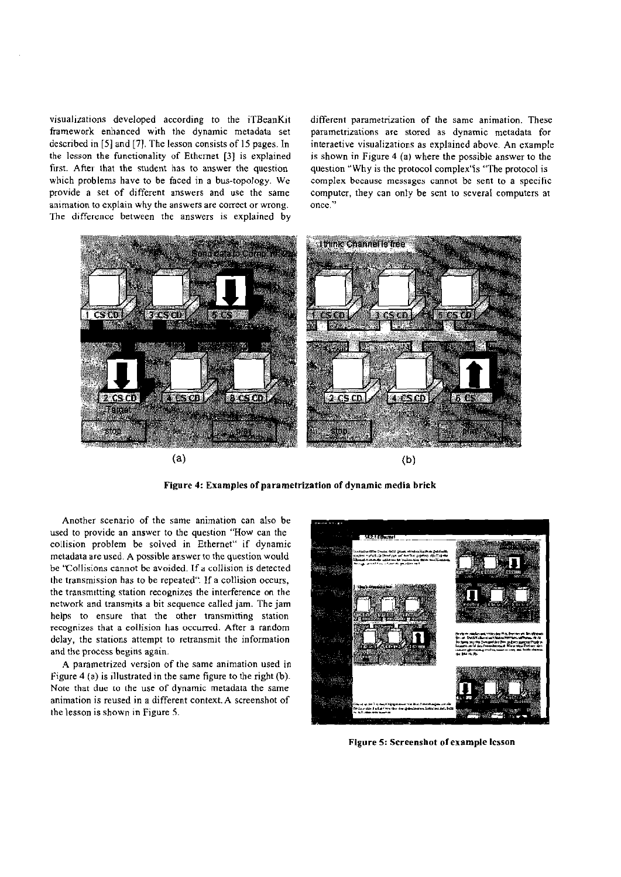visualizations developed according to the iTBeanKit framework enhanced with the dynamic metadata set described in [5] and [7]. The lesson consists of 15 pages. In the lesson the functionality of Ethernet [3] is explained first. After that the student has to answer the question which problems have to be faced in a bus-topology. We provide a set of different answers and use the same animation to explain why the answers are correct or wrong. The difference between the answers is explained by different parametrization of the same animation. These parametrizations are stored as dynamic metadata for interactive visualizations as explained above. An example is shown in Figure 4 (a) where the possible answer to the question "Why is the protocol complex"is "The protocol is complex because messages cannot be sent to a specific computer, they can only be sent to several computers at once."

**Figure 4: Examples of parametrization of dynamic media brick**

Another scenario of the same animation can also be used to provide an answer to the question "How can the collision problem be solved in Ethernet" if dynamic metadata are used. A possible answer to the question would be "Collisions cannot be avoided. If a collision is detected the transmission has to be repeated". If a collision occurs, the transmitting station recognizes the interference on the network and transmits a bit sequence called jam. The jam helps to ensure that the other transmitting station recognizes that a collision has occurred. After a random delay, the stations attempt to retransmit the information and the process begins again.

A parametrized version of the same animation used in Figure 4 (a) is illustrated in the same figure to the right (b). Note that due to the use of dynamic metadata the same animation is reused in a different context. A screenshot of the lesson is shown in Figure 5.

**Figure 5: Screenshot of example lesson**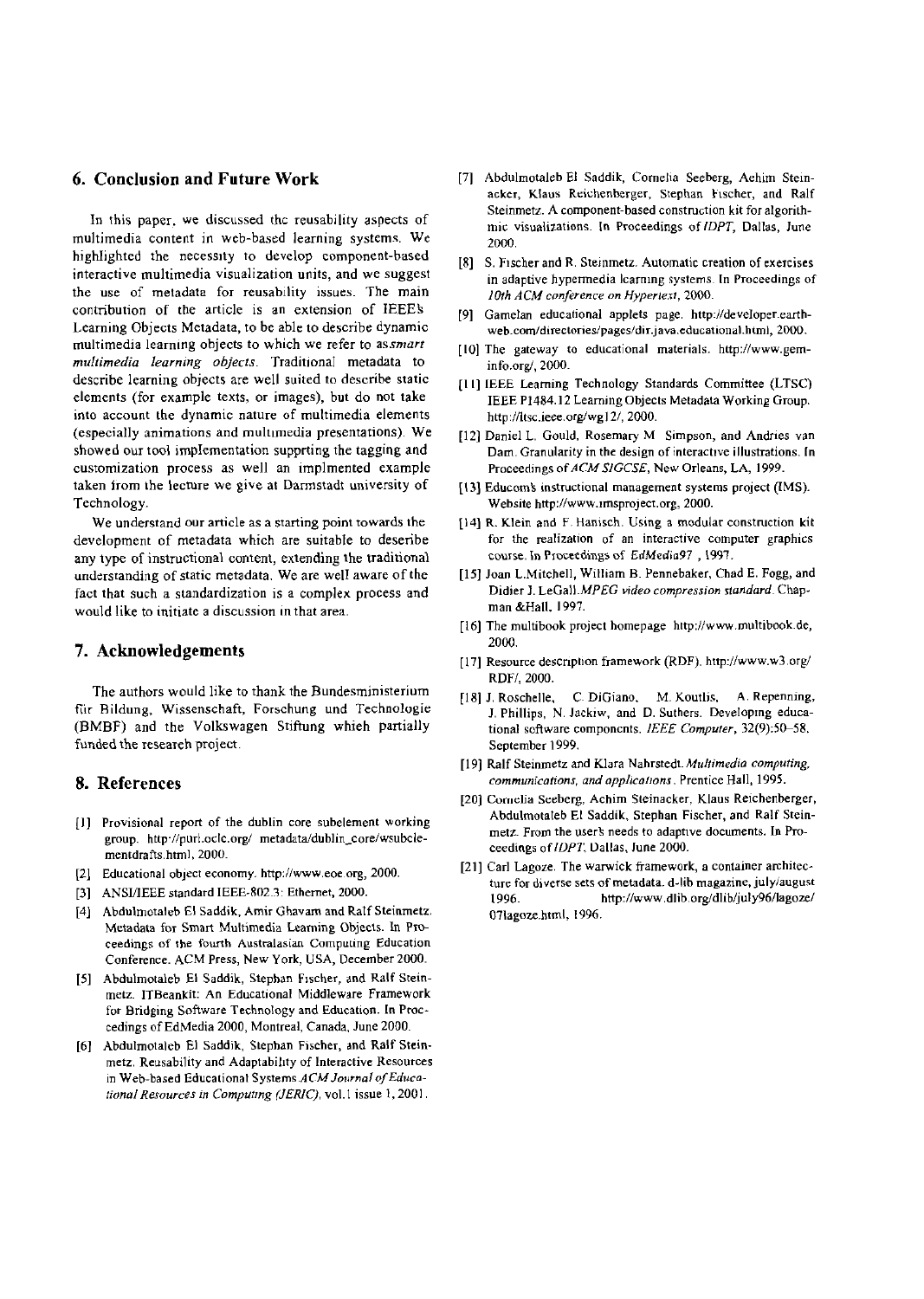## 6. Conclusion and Future Work

In this paper, we discussed the reusability aspects of multimedia content in web-based learning systems. We highlighted the necessity to develop component-based interactive multimedia visualization units, and we suggest the use of metadata for reusability issues. The main contribution of the article is an extension of IEEE's Learning Objects Metadata, to be able to describe dynamic multimedia learning objects to which we refer to as *smart multimedia learning objects*. Traditional metadata to describe learning objects are well suited to describe static elements (for example texts, or images), but do not take into account the dynamic nature of multimedia elements (especially animations and multimedia presentations). We showed our tool implementation supprting the tagging and customization process as well an implmented example taken from the lecture we give at Darmstadt university of Technology.

We understand our article as a starting point towards the development of metadata which are suitable to describe any type of instructional content, extending the traditional understanding of static metadata. We are well aware of the fact that such a standardization is a complex process and would like to initiate a discussion in that area.

## 7. Acknowledgements

The authors would like to thank the Bundesministerium für Bildung, Wissenschaft, Forschung und Technologie (BMBF) and the Volkswagen Stiftung which partially funded the research project.

## 8. References

[1] Provisional report of the dublin core subelement working group. http://purl.oclc.org/ metadata/dublin_core/wsubclementdrafts.html, 2000.

[2] Educational object economy. http://www.eoe.org, 2000.

[3] ANSI/IEEE standard IEEE-802.3: Ethernet, 2000.

[4] Abdulmotaleb El Saddik, Amir Ghavam and Ralf Steinmetz. Metadata for Smart Multimedia Learning Objects. In Proceedings of the fourth Australasian Computing Education Conference. ACM Press, New York, USA, December 2000.

[5] Abdulmotaleb El Saddik, Stephan Fischer, and Ralf Steinmetz. ITBeankit: An Educational Middleware Framework for Bridging Software Technology and Education. In Proceedings of EdMedia 2000, Montreal, Canada, June 2000.

[6] Abdulmotaleb El Saddik, Stephan Fischer, and Ralf Steinmetz. Reusability and Adaptability of Interactive Resources in Web-based Educational Systems. *ACM Journal of Educational Resources in Computing (JERIC)*, vol.1 issue 1, 2001.

[7] Abdulmotaleb El Saddik, Cornelia Seeberg, Achim Steinacker, Klaus Reichenberger, Stephan Fischer, and Ralf Steinmetz. A component-based construction kit for algorithmic visualizations. In Proceedings of *IDPT*, Dallas, June 2000.

[8] S. Fischer and R. Steinmetz. Automatic creation of exercises in adaptive hypermedia learning systems. In Proceedings of *10th ACM conference on Hypertext*, 2000.

[9] Gamelan educational applets page. http://developer.earthweb.com/directories/pages/dir.java.educational.html, 2000.

[10] The gateway to educational materials. http://www.geminfo.org/, 2000.

[11] IEEE Learning Technology Standards Committee (LTSC) IEEE P1484.12 Learning Objects Metadata Working Group. http://ltsc.ieee.org/wg12/, 2000.

[12] Daniel L. Gould, Rosemary M. Simpson, and Andries van Dam. Granularity in the design of interactive illustrations. In Proceedings of *ACM SIGCSE*, New Orleans, LA, 1999.

[13] Educom's instructional management systems project (IMS). Website http://www.imsproject.org, 2000.

[14] R. Klein and F. Hanisch. Using a modular construction kit for the realization of an interactive computer graphics course. In Proceedings of *EdMedia97* , 1997.

[15] Joan L.Mitchell, William B. Pennebaker, Chad E. Fogg, and Didier J. LeGall. *MPEG video compression standard*. Chapman &Hall, 1997.

[16] The multibook project homepage http://www.multibook.de, 2000.

[17] Resource description framework (RDF). http://www.w3.org/RDF/, 2000.

[18] J. Roschelle, C. DiGiano, M. Koutlis, A. Repenning, J. Phillips, N. Jackiw, and D. Suthers. Developing educational software components. *IEEE Computer*, 32(9):50–58, September 1999.

[19] Ralf Steinmetz and Klara Nahrstedt. *Multimedia computing, communications, and applications*. Prentice Hall, 1995.

[20] Cornelia Seeberg, Achim Steinacker, Klaus Reichenberger, Abdulmotaleb El Saddik, Stephan Fischer, and Ralf Steinmetz. From the user's needs to adaptive documents. In Proceedings of *IDPT*. Dallas, June 2000.

[21] Carl Lagoze. The warwick framework, a container architecture for diverse sets of metadata. d-lib magazine, july/august 1996. http://www.dlib.org/dlib/july96/lagoze/07lagoze.html, 1996.